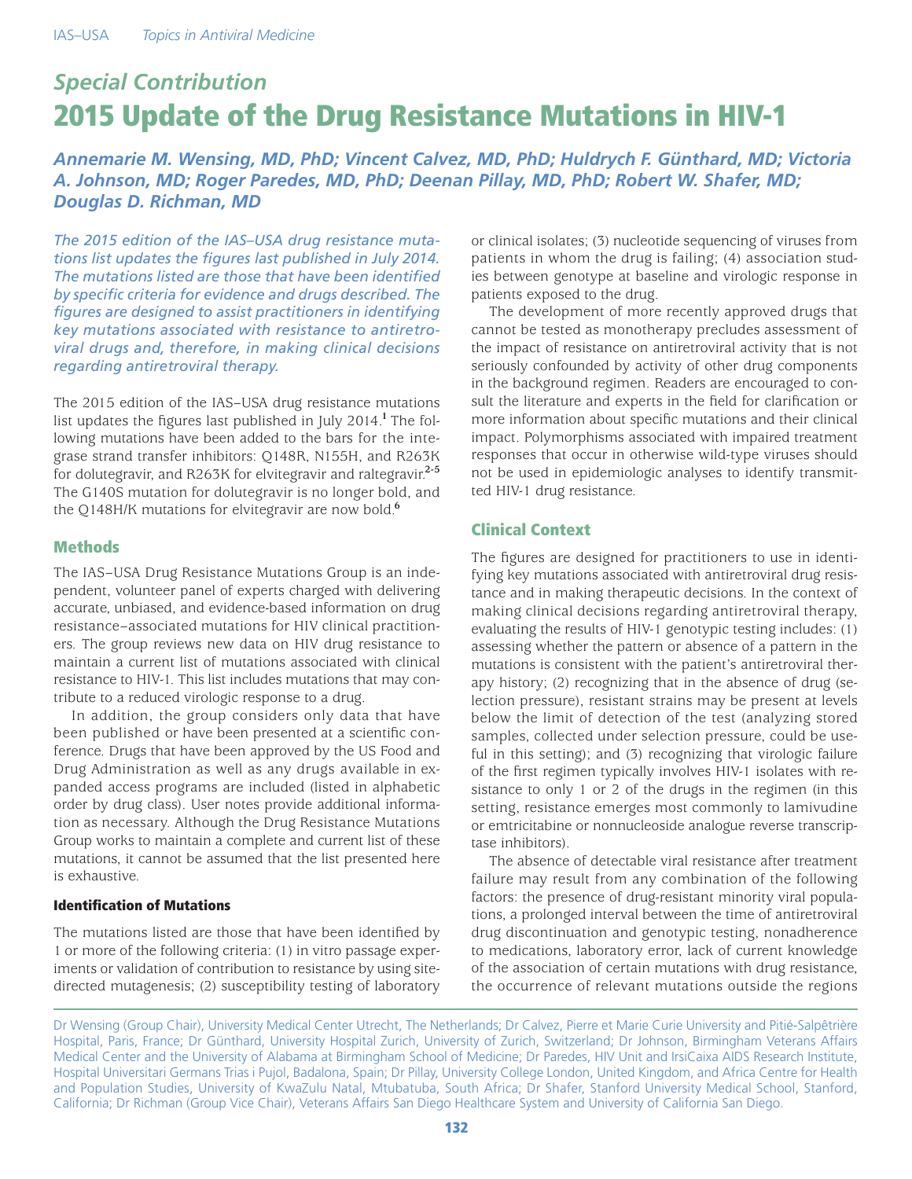## *Special Contribution*

# 2015 Update of the Drug Resistance Mutations in HIV-1

***Annemarie M. Wensing, MD, PhD; Vincent Calvez, MD, PhD; Huldrych F. Günthard, MD; Victoria A. Johnson, MD; Roger Paredes, MD, PhD; Deenan Pillay, MD, PhD; Robert W. Shafer, MD; Douglas D. Richman, MD***

*The 2015 edition of the IAS–USA drug resistance mutations list updates the figures last published in July 2014. The mutations listed are those that have been identified by specific criteria for evidence and drugs described. The figures are designed to assist practitioners in identifying key mutations associated with resistance to antiretroviral drugs and, therefore, in making clinical decisions regarding antiretroviral therapy.*

The 2015 edition of the IAS–USA drug resistance mutations list updates the figures last published in July 2014.[1] The following mutations have been added to the bars for the integrase strand transfer inhibitors: Q148R, N155H, and R263K for dolutegravir, and R263K for elvitegravir and raltegravir.[2-5] The G140S mutation for dolutegravir is no longer bold, and the Q148H/K mutations for elvitegravir are now bold.[6]

## Methods

The IAS–USA Drug Resistance Mutations Group is an independent, volunteer panel of experts charged with delivering accurate, unbiased, and evidence-based information on drug resistance–associated mutations for HIV clinical practitioners. The group reviews new data on HIV drug resistance to maintain a current list of mutations associated with clinical resistance to HIV-1. This list includes mutations that may contribute to a reduced virologic response to a drug.

In addition, the group considers only data that have been published or have been presented at a scientific conference. Drugs that have been approved by the US Food and Drug Administration as well as any drugs available in expanded access programs are included (listed in alphabetic order by drug class). User notes provide additional information as necessary. Although the Drug Resistance Mutations Group works to maintain a complete and current list of these mutations, it cannot be assumed that the list presented here is exhaustive.

### Identification of Mutations

The mutations listed are those that have been identified by 1 or more of the following criteria: (1) in vitro passage experiments or validation of contribution to resistance by using site-directed mutagenesis; (2) susceptibility testing of laboratory or clinical isolates; (3) nucleotide sequencing of viruses from patients in whom the drug is failing; (4) association studies between genotype at baseline and virologic response in patients exposed to the drug.

The development of more recently approved drugs that cannot be tested as monotherapy precludes assessment of the impact of resistance on antiretroviral activity that is not seriously confounded by activity of other drug components in the background regimen. Readers are encouraged to consult the literature and experts in the field for clarification or more information about specific mutations and their clinical impact. Polymorphisms associated with impaired treatment responses that occur in otherwise wild-type viruses should not be used in epidemiologic analyses to identify transmitted HIV-1 drug resistance.

## Clinical Context

The figures are designed for practitioners to use in identifying key mutations associated with antiretroviral drug resistance and in making therapeutic decisions. In the context of making clinical decisions regarding antiretroviral therapy, evaluating the results of HIV-1 genotypic testing includes: (1) assessing whether the pattern or absence of a pattern in the mutations is consistent with the patient's antiretroviral therapy history; (2) recognizing that in the absence of drug (selection pressure), resistant strains may be present at levels below the limit of detection of the test (analyzing stored samples, collected under selection pressure, could be useful in this setting); and (3) recognizing that virologic failure of the first regimen typically involves HIV-1 isolates with resistance to only 1 or 2 of the drugs in the regimen (in this setting, resistance emerges most commonly to lamivudine or emtricitabine or nonnucleoside analogue reverse transcriptase inhibitors).

The absence of detectable viral resistance after treatment failure may result from any combination of the following factors: the presence of drug-resistant minority viral populations, a prolonged interval between the time of antiretroviral drug discontinuation and genotypic testing, nonadherence to medications, laboratory error, lack of current knowledge of the association of certain mutations with drug resistance, the occurrence of relevant mutations outside the regions

---

Dr Wensing (Group Chair), University Medical Center Utrecht, The Netherlands; Dr Calvez, Pierre et Marie Curie University and Pitié-Salpêtrière Hospital, Paris, France; Dr Günthard, University Hospital Zurich, University of Zurich, Switzerland; Dr Johnson, Birmingham Veterans Affairs Medical Center and the University of Alabama at Birmingham School of Medicine; Dr Paredes, HIV Unit and IrsiCaixa AIDS Research Institute, Hospital Universitari Germans Trias i Pujol, Badalona, Spain; Dr Pillay, University College London, United Kingdom, and Africa Centre for Health and Population Studies, University of KwaZulu Natal, Mtubatuba, South Africa; Dr Shafer, Stanford University Medical School, Stanford, California; Dr Richman (Group Vice Chair), Veterans Affairs San Diego Healthcare System and University of California San Diego.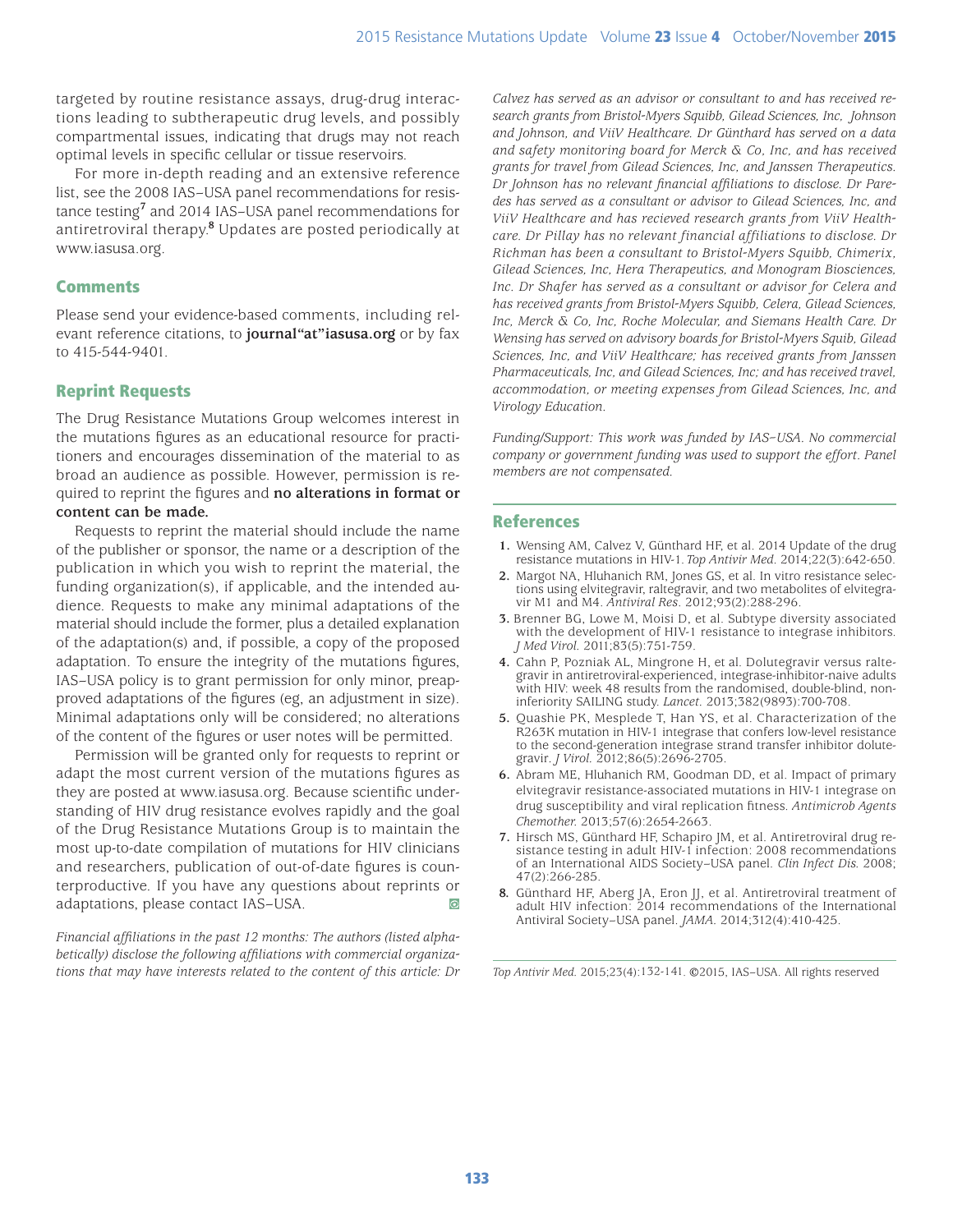targeted by routine resistance assays, drug-drug interactions leading to subtherapeutic drug levels, and possibly compartmental issues, indicating that drugs may not reach optimal levels in specific cellular or tissue reservoirs.

For more in-depth reading and an extensive reference list, see the 2008 IAS–USA panel recommendations for resistance testing[7] and 2014 IAS–USA panel recommendations for antiretroviral therapy.[8] Updates are posted periodically at www.iasusa.org.

## Comments

Please send your evidence-based comments, including relevant reference citations, to **journal"at"iasusa.org** or by fax to 415-544-9401.

## Reprint Requests

The Drug Resistance Mutations Group welcomes interest in the mutations figures as an educational resource for practitioners and encourages dissemination of the material to as broad an audience as possible. However, permission is required to reprint the figures and **no alterations in format or content can be made.**

Requests to reprint the material should include the name of the publisher or sponsor, the name or a description of the publication in which you wish to reprint the material, the funding organization(s), if applicable, and the intended audience. Requests to make any minimal adaptations of the material should include the former, plus a detailed explanation of the adaptation(s) and, if possible, a copy of the proposed adaptation. To ensure the integrity of the mutations figures, IAS–USA policy is to grant permission for only minor, preapproved adaptations of the figures (eg, an adjustment in size). Minimal adaptations only will be considered; no alterations of the content of the figures or user notes will be permitted.

Permission will be granted only for requests to reprint or adapt the most current version of the mutations figures as they are posted at www.iasusa.org. Because scientific understanding of HIV drug resistance evolves rapidly and the goal of the Drug Resistance Mutations Group is to maintain the most up-to-date compilation of mutations for HIV clinicians and researchers, publication of out-of-date figures is counterproductive. If you have any questions about reprints or adaptations, please contact IAS–USA.

*Financial affiliations in the past 12 months: The authors (listed alphabetically) disclose the following affiliations with commercial organizations that may have interests related to the content of this article: Dr Calvez has served as an advisor or consultant to and has received research grants from Bristol-Myers Squibb, Gilead Sciences, Inc, Johnson and Johnson, and ViiV Healthcare. Dr Günthard has served on a data and safety monitoring board for Merck & Co, Inc, and has received grants for travel from Gilead Sciences, Inc, and Janssen Therapeutics. Dr Johnson has no relevant financial affiliations to disclose. Dr Paredes has served as a consultant or advisor to Gilead Sciences, Inc, and ViiV Healthcare and has recieved research grants from ViiV Healthcare. Dr Pillay has no relevant financial affiliations to disclose. Dr Richman has been a consultant to Bristol-Myers Squibb, Chimerix, Gilead Sciences, Inc, Hera Therapeutics, and Monogram Biosciences, Inc. Dr Shafer has served as a consultant or advisor for Celera and has received grants from Bristol-Myers Squibb, Celera, Gilead Sciences, Inc, Merck & Co, Inc, Roche Molecular, and Siemans Health Care. Dr Wensing has served on advisory boards for Bristol-Myers Squib, Gilead Sciences, Inc, and ViiV Healthcare; has received grants from Janssen Pharmaceuticals, Inc, and Gilead Sciences, Inc; and has received travel, accommodation, or meeting expenses from Gilead Sciences, Inc, and Virology Education.*

*Funding/Support: This work was funded by IAS–USA. No commercial company or government funding was used to support the effort. Panel members are not compensated.*

## References

1. Wensing AM, Calvez V, Günthard HF, et al. 2014 Update of the drug resistance mutations in HIV-1. *Top Antivir Med.* 2014;22(3):642-650.
2. Margot NA, Hluhanich RM, Jones GS, et al. In vitro resistance selections using elvitegravir, raltegravir, and two metabolites of elvitegravir M1 and M4. *Antiviral Res.* 2012;93(2):288-296.
3. Brenner BG, Lowe M, Moisi D, et al. Subtype diversity associated with the development of HIV-1 resistance to integrase inhibitors. *J Med Virol.* 2011;83(5):751-759.
4. Cahn P, Pozniak AL, Mingrone H, et al. Dolutegravir versus raltegravir in antiretroviral-experienced, integrase-inhibitor-naive adults with HIV: week 48 results from the randomised, double-blind, non-inferiority SAILING study. *Lancet.* 2013;382(9893):700-708.
5. Quashie PK, Mesplede T, Han YS, et al. Characterization of the R263K mutation in HIV-1 integrase that confers low-level resistance to the second-generation integrase strand transfer inhibitor dolutegravir. *J Virol.* 2012;86(5):2696-2705.
6. Abram ME, Hluhanich RM, Goodman DD, et al. Impact of primary elvitegravir resistance-associated mutations in HIV-1 integrase on drug susceptibility and viral replication fitness. *Antimicrob Agents Chemother.* 2013;57(6):2654-2663.
7. Hirsch MS, Günthard HF, Schapiro JM, et al. Antiretroviral drug resistance testing in adult HIV-1 infection: 2008 recommendations of an International AIDS Society–USA panel. *Clin Infect Dis.* 2008;47(2):266-285.
8. Günthard HF, Aberg JA, Eron JJ, et al. Antiretroviral treatment of adult HIV infection: 2014 recommendations of the International Antiviral Society–USA panel. *JAMA.* 2014;312(4):410-425.

*Top Antivir Med.* 2015;23(4):132-141. ©2015, IAS–USA. All rights reserved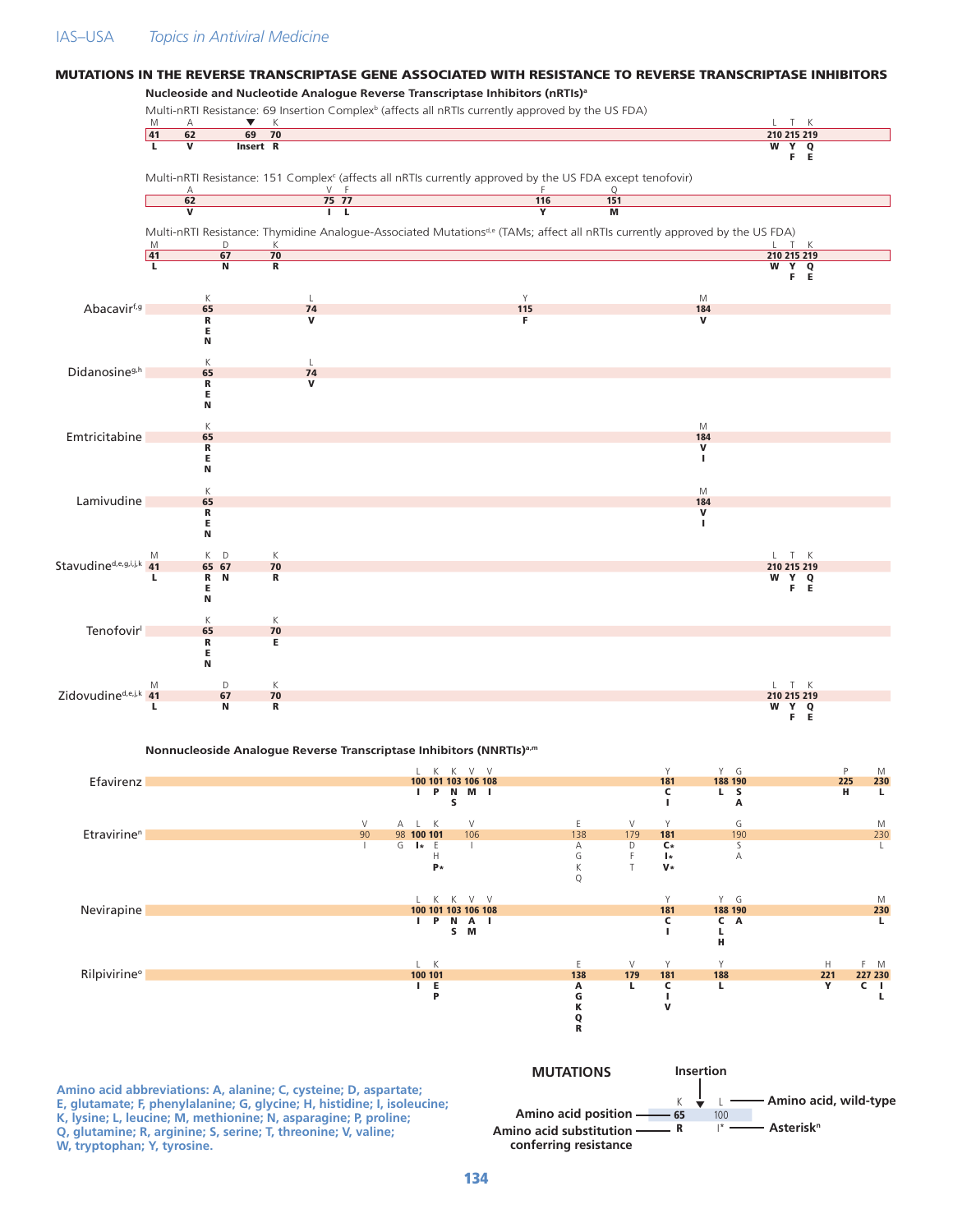## MUTATIONS IN THE REVERSE TRANSCRIPTASE GENE ASSOCIATED WITH RESISTANCE TO REVERSE TRANSCRIPTASE INHIBITORS

### Nucleoside and Nucleotide Analogue Reverse Transcriptase Inhibitors (nRTIs)[a]

**Multi-nRTI Resistance: 69 Insertion Complex[b] (affects all nRTIs currently approved by the US FDA)**

| Wild-type | M | A | ▼ | K | L | T | K |
|---|---|---|---|---|---|---|---|
| Position | 41 | 62 | 69 | 70 | 210 | 215 | 219 |
| Mutation | L | V | Insert | R | W | Y, F | Q, E |

**Multi-nRTI Resistance: 151 Complex[c] (affects all nRTIs currently approved by the US FDA except tenofovir)**

| Wild-type | A | V | F | F | Q |
|---|---|---|---|---|---|
| Position | 62 | 75 | 77 | 116 | 151 |
| Mutation | V | I | L | Y | M |

**Multi-nRTI Resistance: Thymidine Analogue-Associated Mutations[d,e] (TAMs; affect all nRTIs currently approved by the US FDA)**

| Wild-type | M | D | K | L | T | K |
|---|---|---|---|---|---|---|
| Position | 41 | 67 | 70 | 210 | 215 | 219 |
| Mutation | L | N | R | W | Y, F | Q, E |

**Abacavir[f,g]**

| Wild-type | K | L | Y | M |
|---|---|---|---|---|
| Position | 65 | 74 | 115 | 184 |
| Mutation | R, E, N | V | F | V |

**Didanosine[g,h]**

| Wild-type | K | L |
|---|---|---|
| Position | 65 | 74 |
| Mutation | R, E, N | V |

**Emtricitabine**

| Wild-type | K | M |
|---|---|---|
| Position | 65 | 184 |
| Mutation | R, E, N | V, I |

**Lamivudine**

| Wild-type | K | M |
|---|---|---|
| Position | 65 | 184 |
| Mutation | R, E, N | V, I |

**Stavudine[d,e,g,i,j,k]**

| Wild-type | M | K | D | K | L | T | K |
|---|---|---|---|---|---|---|---|
| Position | 41 | 65 | 67 | 70 | 210 | 215 | 219 |
| Mutation | L | R, E, N | N | R | W | Y, F | Q, E |

**Tenofovir[l]**

| Wild-type | K | K |
|---|---|---|
| Position | 65 | 70 |
| Mutation | R, E, N | E |

**Zidovudine[d,e,j,k]**

| Wild-type | M | D | K | L | T | K |
|---|---|---|---|---|---|---|
| Position | 41 | 67 | 70 | 210 | 215 | 219 |
| Mutation | L | N | R | W | Y, F | Q, E |

### Nonnucleoside Analogue Reverse Transcriptase Inhibitors (NNRTIs)[a,m]

**Efavirenz**

| Wild-type | L | K | K | V | V | Y | Y | G | P | M |
|---|---|---|---|---|---|---|---|---|---|---|
| Position | 100 | 101 | 103 | 106 | 108 | 181 | 188 | 190 | 225 | 230 |
| Mutation | I | P | N, S | M | I | C, I | L | S, A | H | L |

**Etravirine[n]**

| Wild-type | V | A | L | K | V | E | V | Y | G | M |
|---|---|---|---|---|---|---|---|---|---|---|
| Position | 90 | 98 | 100 | 101 | 106 | 138 | 179 | 181 | 190 | 230 |
| Mutation | I | G | I* | E, H, P* | I | A, G, K, Q | D, F, T | C*, I*, V* | S, A | L |

**Nevirapine**

| Wild-type | L | K | K | V | V | Y | Y | G | M |
|---|---|---|---|---|---|---|---|---|---|
| Position | 100 | 101 | 103 | 106 | 108 | 181 | 188 | 190 | 230 |
| Mutation | I | P | N, S | A, M | I | C, I | C, L, H | A | L |

**Rilpivirine[o]**

| Wild-type | L | K | E | V | Y | Y | H | F | M |
|---|---|---|---|---|---|---|---|---|---|
| Position | 100 | 101 | 138 | 179 | 181 | 188 | 221 | 227 | 230 |
| Mutation | I | E, P | A, G, K, Q, R | L | C, I, V | L | Y | C | I, L |

**MUTATIONS** (legend): Insertion (▼); Amino acid, wild-type (e.g., K, L); Amino acid position (e.g., 65, 100); Amino acid substitution conferring resistance (e.g., R); Asterisk[n] (e.g., I*)

**Amino acid abbreviations: A, alanine; C, cysteine; D, aspartate; E, glutamate; F, phenylalanine; G, glycine; H, histidine; I, isoleucine; K, lysine; L, leucine; M, methionine; N, asparagine; P, proline; Q, glutamine; R, arginine; S, serine; T, threonine; V, valine; W, tryptophan; Y, tyrosine.**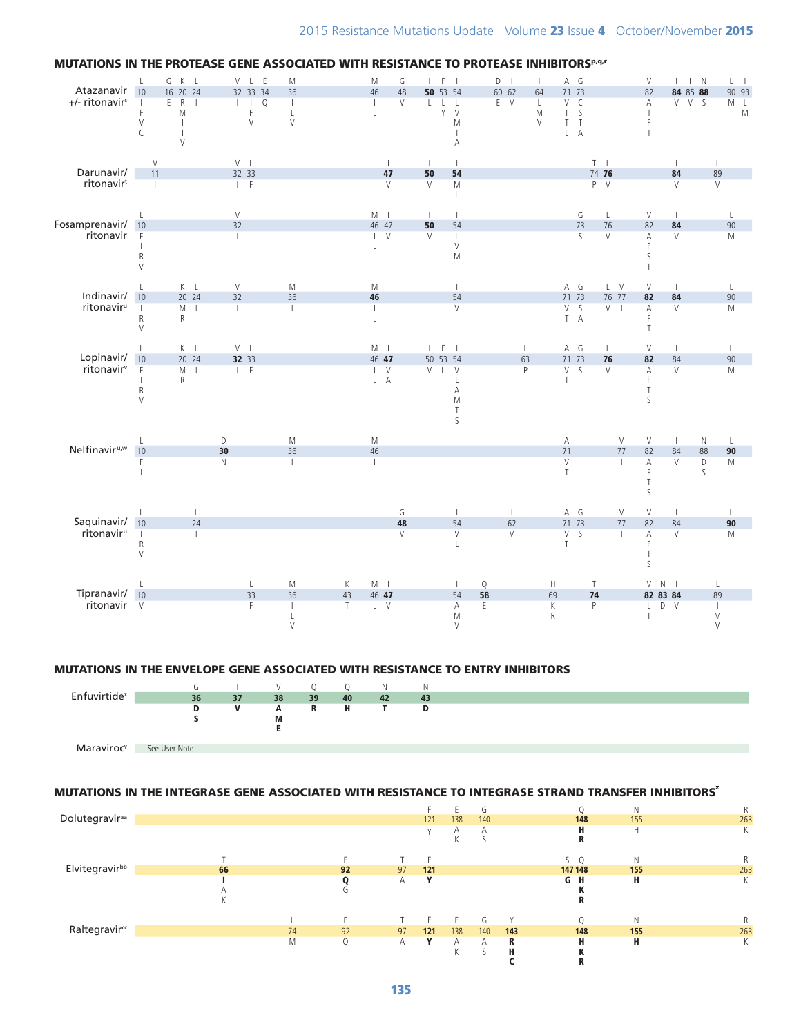## MUTATIONS IN THE PROTEASE GENE ASSOCIATED WITH RESISTANCE TO PROTEASE INHIBITORS[p,q,r]

| Drug | Mutations (wild-type / codon / mutant) |
|---|---|
| Atazanavir +/- ritonavir[s] | L10I/F/V/C, G16E, K20R/M/I/T/V, L24I, V32I, L33I/F/V, E34Q, M36I/L/V, M46I/L, G48V, **I50L**, F53L/Y, I54L/V/M/T/A, D60E, I62V, I64L/M/V, A71V/I/T/L, G73C/S/T/A, V82A/T/F/I, **I84V**, I85V, **N88S**, L90M, I93L/M |
| Darunavir/ ritonavir[t] | V11I, V32I, L33F, **I47V**, **I50V**, **I54M/L**, T74P, **L76V**, **I84V**, L89V |
| Fosamprenavir/ ritonavir | L10F/I/R/V, V32I, M46I/L, I47V, **I50V**, I54L/V/M, G73S, L76V, V82A/F/S/T, **I84V**, L90M |
| Indinavir/ ritonavir[u] | L10I/R/V, K20M/R, L24I, V32I, M36I, **M46I/L**, I54V, A71V/T, G73S/A, L76V, V77I, **V82A/F/T**, **I84V**, L90M |
| Lopinavir/ ritonavir[v] | L10F/I/R/V, K20M/R, L24I, **V32I**, L33F, M46I/L, **I47V/A**, I50V, F53L, I54V/L/A/M/T/S, L63P, A71V/T, G73S, **L76V**, **V82A/F/T/S**, I84V, L90M |
| Nelfinavir[u,w] | L10F/I, **D30N**, M36I, M46I/L, A71V/T, V77I, V82A/F/T/S, I84V, N88D/S, **L90M** |
| Saquinavir/ ritonavir[u] | L10I/R/V, L24I, **G48V**, I54V/L, I62V, A71V/T, G73S, V77I, V82A/F/T/S, I84V, **L90M** |
| Tipranavir/ ritonavir | L10V, L33F, M36I/L/V, K43T, M46L, **I47V**, I54A/M/V, **Q58E**, H69K/R, **T74P**, **V82L/T**, **N83D**, **I84V**, L89I/M/V |

## MUTATIONS IN THE ENVELOPE GENE ASSOCIATED WITH RESISTANCE TO ENTRY INHIBITORS

| Drug | Mutations |
|---|---|
| Enfuvirtide[x] | **G36D/S**, **I37V**, **V38A/M/E**, **Q39R**, **Q40H**, **N42T**, **N43D** |
| Maraviroc[y] | See User Note |

## MUTATIONS IN THE INTEGRASE GENE ASSOCIATED WITH RESISTANCE TO INTEGRASE STRAND TRANSFER INHIBITORS[z]

| Drug | Mutations |
|---|---|
| Dolutegravir[aa] | F121Y, E138A/K, G140A/S, **Q148H/R**, N155H, R263K |
| Elvitegravir[bb] | **T66I**/A/K, **E92Q**/G, T97A, **F121Y**, **S147G**, **Q148H/K/R**, **N155H**, R263K |
| Raltegravir[cc] | L74M, E92Q, T97A, **F121Y**, E138A/K, G140A/S, **Y143R/H/C**, **Q148H/K/R**, **N155H**, R263K |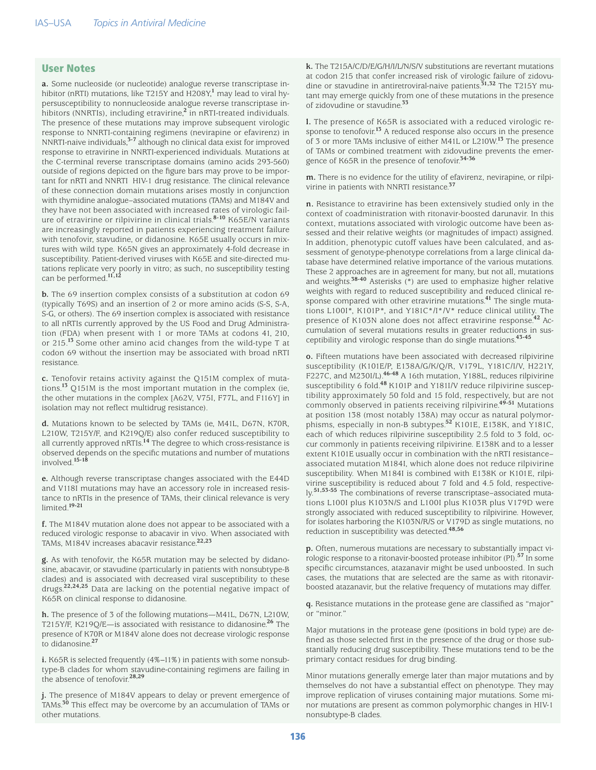## User Notes

**a.** Some nucleoside (or nucleotide) analogue reverse transcriptase inhibitor (nRTI) mutations, like T215Y and H208Y,[1] may lead to viral hypersusceptibility to nonnucleoside analogue reverse transcriptase inhibitors (NNRTIs), including etravirine,[2] in nRTI-treated individuals. The presence of these mutations may improve subsequent virologic response to NNRTI-containing regimens (nevirapine or efavirenz) in NNRTI-naive individuals,[3-7] although no clinical data exist for improved response to etravirine in NNRTI-experienced individuals. Mutations at the C-terminal reverse transcriptase domains (amino acids 293-560) outside of regions depicted on the figure bars may prove to be important for nRTI and NNRTI HIV-1 drug resistance. The clinical relevance of these connection domain mutations arises mostly in conjunction with thymidine analogue–associated mutations (TAMs) and M184V and they have not been associated with increased rates of virologic failure of etravirine or rilpivirine in clinical trials.[8-10] K65E/N variants are increasingly reported in patients experiencing treatment failure with tenofovir, stavudine, or didanosine. K65E usually occurs in mixtures with wild type. K65N gives an approximately 4-fold decrease in susceptibility. Patient-derived viruses with K65E and site-directed mutations replicate very poorly in vitro; as such, no susceptibility testing can be performed.[11,12]

**b.** The 69 insertion complex consists of a substitution at codon 69 (typically T69S) and an insertion of 2 or more amino acids (S-S, S-A, S-G, or others). The 69 insertion complex is associated with resistance to all nRTIs currently approved by the US Food and Drug Administration (FDA) when present with 1 or more TAMs at codons 41, 210, or 215.[13] Some other amino acid changes from the wild-type T at codon 69 without the insertion may be associated with broad nRTI resistance.

**c.** Tenofovir retains activity against the Q151M complex of mutations.[13] Q151M is the most important mutation in the complex (ie, the other mutations in the complex [A62V, V75I, F77L, and F116Y] in isolation may not reflect multidrug resistance).

**d.** Mutations known to be selected by TAMs (ie, M41L, D67N, K70R, L210W, T215Y/F, and K219Q/E) also confer reduced susceptibility to all currently approved nRTIs.[14] The degree to which cross-resistance is observed depends on the specific mutations and number of mutations involved.[15-18]

**e.** Although reverse transcriptase changes associated with the E44D and V118I mutations may have an accessory role in increased resistance to nRTIs in the presence of TAMs, their clinical relevance is very limited.[19-21]

**f.** The M184V mutation alone does not appear to be associated with a reduced virologic response to abacavir in vivo. When associated with TAMs, M184V increases abacavir resistance.[22,23]

**g.** As with tenofovir, the K65R mutation may be selected by didanosine, abacavir, or stavudine (particularly in patients with nonsubtype-B clades) and is associated with decreased viral susceptibility to these drugs.[22,24,25] Data are lacking on the potential negative impact of K65R on clinical response to didanosine.

**h.** The presence of 3 of the following mutations—M41L, D67N, L210W, T215Y/F, K219Q/E—is associated with resistance to didanosine.[26] The presence of K70R or M184V alone does not decrease virologic response to didanosine.[27]

**i.** K65R is selected frequently (4%–11%) in patients with some nonsubtype-B clades for whom stavudine-containing regimens are failing in the absence of tenofovir.[28,29]

**j.** The presence of M184V appears to delay or prevent emergence of TAMs.[30] This effect may be overcome by an accumulation of TAMs or other mutations.

**k.** The T215A/C/D/E/G/H/I/L/N/S/V substitutions are revertant mutations at codon 215 that confer increased risk of virologic failure of zidovudine or stavudine in antiretroviral-naive patients.[31,32] The T215Y mutant may emerge quickly from one of these mutations in the presence of zidovudine or stavudine.[33]

**l.** The presence of K65R is associated with a reduced virologic response to tenofovir.[13] A reduced response also occurs in the presence of 3 or more TAMs inclusive of either M41L or L210W.[13] The presence of TAMs or combined treatment with zidovudine prevents the emergence of K65R in the presence of tenofovir.[34-36]

**m.** There is no evidence for the utility of efavirenz, nevirapine, or rilpivirine in patients with NNRTI resistance.[37]

**n.** Resistance to etravirine has been extensively studied only in the context of coadministration with ritonavir-boosted darunavir. In this context, mutations associated with virologic outcome have been assessed and their relative weights (or magnitudes of impact) assigned. In addition, phenotypic cutoff values have been calculated, and assessment of genotype-phenotype correlations from a large clinical database have determined relative importance of the various mutations. These 2 approaches are in agreement for many, but not all, mutations and weights.[38-40] Asterisks (*) are used to emphasize higher relative weights with regard to reduced susceptibility and reduced clinical response compared with other etravirine mutations.[41] The single mutations L100I*, K101P*, and Y181C*/I*/V* reduce clinical utility. The presence of K103N alone does not affect etravirine response.[42] Accumulation of several mutations results in greater reductions in susceptibility and virologic response than do single mutations.[43-45]

**o.** Fifteen mutations have been associated with decreased rilpivirine susceptibility (K101E/P, E138A/G/K/Q/R, V179L, Y181C/I/V, H221Y, F227C, and M230I/L).[46-48] A 16th mutation, Y188L, reduces rilpivirine susceptibility 6 fold.[48] K101P and Y181I/V reduce rilpivirine susceptibility approximately 50 fold and 15 fold, respectively, but are not commonly observed in patients receiving rilpivirine.[49-51] Mutations at position 138 (most notably 138A) may occur as natural polymorphisms, especially in non-B subtypes.[52] K101E, E138K, and Y181C, each of which reduces rilpivirine susceptibility 2.5 fold to 3 fold, occur commonly in patients receiving rilpivirine. E138K and to a lesser extent K101E usually occur in combination with the nRTI resistance–associated mutation M184I, which alone does not reduce rilpivirine susceptibility. When M184I is combined with E138K or K101E, rilpivirine susceptibility is reduced about 7 fold and 4.5 fold, respectively.[51,53-55] The combinations of reverse transcriptase–associated mutations L100I plus K103N/S and L100I plus K103R plus V179D were strongly associated with reduced susceptibility to rilpivirine. However, for isolates harboring the K103N/R/S or V179D as single mutations, no reduction in susceptibility was detected.[48,56]

**p.** Often, numerous mutations are necessary to substantially impact virologic response to a ritonavir-boosted protease inhibitor (PI).[57] In some specific circumstances, atazanavir might be used unboosted. In such cases, the mutations that are selected are the same as with ritonavir-boosted atazanavir, but the relative frequency of mutations may differ.

**q.** Resistance mutations in the protease gene are classified as "major" or "minor."

Major mutations in the protease gene (positions in bold type) are defined as those selected first in the presence of the drug or those substantially reducing drug susceptibility. These mutations tend to be the primary contact residues for drug binding.

Minor mutations generally emerge later than major mutations and by themselves do not have a substantial effect on phenotype. They may improve replication of viruses containing major mutations. Some minor mutations are present as common polymorphic changes in HIV-1 nonsubtype-B clades.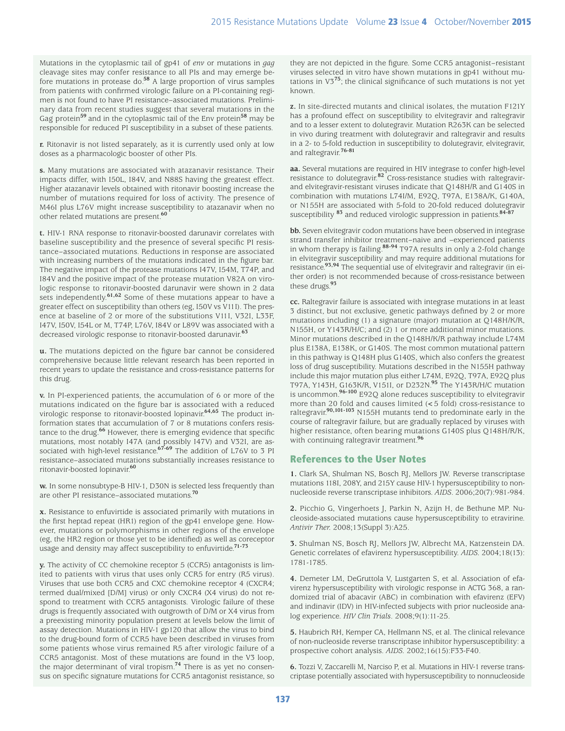Mutations in the cytoplasmic tail of gp41 of *env* or mutations in *gag* cleavage sites may confer resistance to all PIs and may emerge before mutations in protease do.[58] A large proportion of virus samples from patients with confirmed virologic failure on a PI-containing regimen is not found to have PI resistance–associated mutations. Preliminary data from recent studies suggest that several mutations in the Gag protein[59] and in the cytoplasmic tail of the Env protein[58] may be responsible for reduced PI susceptibility in a subset of these patients.

**r.** Ritonavir is not listed separately, as it is currently used only at low doses as a pharmacologic booster of other PIs.

**s.** Many mutations are associated with atazanavir resistance. Their impacts differ, with I50L, I84V, and N88S having the greatest effect. Higher atazanavir levels obtained with ritonavir boosting increase the number of mutations required for loss of activity. The presence of M46I plus L76V might increase susceptibility to atazanavir when no other related mutations are present.[60]

**t.** HIV-1 RNA response to ritonavir-boosted darunavir correlates with baseline susceptibility and the presence of several specific PI resistance–associated mutations. Reductions in response are associated with increasing numbers of the mutations indicated in the figure bar. The negative impact of the protease mutations I47V, I54M, T74P, and I84V and the positive impact of the protease mutation V82A on virologic response to ritonavir-boosted darunavir were shown in 2 data sets independently.[61,62] Some of these mutations appear to have a greater effect on susceptibility than others (eg, I50V vs V11I). The presence at baseline of 2 or more of the substitutions V11I, V32I, L33F, I47V, I50V, I54L or M, T74P, L76V, I84V or L89V was associated with a decreased virologic response to ritonavir-boosted darunavir.[63]

**u.** The mutations depicted on the figure bar cannot be considered comprehensive because little relevant research has been reported in recent years to update the resistance and cross-resistance patterns for this drug.

**v.** In PI-experienced patients, the accumulation of 6 or more of the mutations indicated on the figure bar is associated with a reduced virologic response to ritonavir-boosted lopinavir.[64,65] The product information states that accumulation of 7 or 8 mutations confers resistance to the drug.[66] However, there is emerging evidence that specific mutations, most notably I47A (and possibly I47V) and V32I, are associated with high-level resistance.[67-69] The addition of L76V to 3 PI resistance–associated mutations substantially increases resistance to ritonavir-boosted lopinavir.[60]

**w.** In some nonsubtype-B HIV-1, D30N is selected less frequently than are other PI resistance–associated mutations.[70]

**x.** Resistance to enfuvirtide is associated primarily with mutations in the first heptad repeat (HR1) region of the gp41 envelope gene. However, mutations or polymorphisms in other regions of the envelope (eg, the HR2 region or those yet to be identified) as well as coreceptor usage and density may affect susceptibility to enfuvirtide.[71-73]

**y.** The activity of CC chemokine receptor 5 (CCR5) antagonists is limited to patients with virus that uses only CCR5 for entry (R5 virus). Viruses that use both CCR5 and CXC chemokine receptor 4 (CXCR4; termed dual/mixed [D/M] virus) or only CXCR4 (X4 virus) do not respond to treatment with CCR5 antagonists. Virologic failure of these drugs is frequently associated with outgrowth of D/M or X4 virus from a preexisting minority population present at levels below the limit of assay detection. Mutations in HIV-1 gp120 that allow the virus to bind to the drug-bound form of CCR5 have been described in viruses from some patients whose virus remained R5 after virologic failure of a CCR5 antagonist. Most of these mutations are found in the V3 loop, the major determinant of viral tropism.[74] There is as yet no consensus on specific signature mutations for CCR5 antagonist resistance, so they are not depicted in the figure. Some CCR5 antagonist–resistant viruses selected in vitro have shown mutations in gp41 without mutations in V3[75]; the clinical significance of such mutations is not yet known.

**z.** In site-directed mutants and clinical isolates, the mutation F121Y has a profound effect on susceptibility to elvitegravir and raltegravir and to a lesser extent to dolutegravir. Mutation R263K can be selected in vivo during treatment with dolutegravir and raltegravir and results in a 2- to 5-fold reduction in susceptibility to dolutegravir, elvitegravir, and raltegravir.[76-81]

**aa.** Several mutations are required in HIV integrase to confer high-level resistance to dolutegravir.[82] Cross-resistance studies with raltegravir- and elvitegravir-resistant viruses indicate that Q148H/R and G140S in combination with mutations L74I/M, E92Q, T97A, E138A/K, G140A, or N155H are associated with 5-fold to 20-fold reduced dolutegravir susceptibility [83] and reduced virologic suppression in patients.[84-87]

**bb.** Seven elvitegravir codon mutations have been observed in integrase strand transfer inhibitor treatment–naive and –experienced patients in whom therapy is failing.[88-94] T97A results in only a 2-fold change in elvitegravir susceptibility and may require additional mutations for resistance.[93,94] The sequential use of elvitegravir and raltegravir (in either order) is not recommended because of cross-resistance between these drugs.[93]

**cc.** Raltegravir failure is associated with integrase mutations in at least 3 distinct, but not exclusive, genetic pathways defined by 2 or more mutations including (1) a signature (major) mutation at Q148H/K/R, N155H, or Y143R/H/C; and (2) 1 or more additional minor mutations. Minor mutations described in the Q148H/K/R pathway include L74M plus E138A, E138K, or G140S. The most common mutational pattern in this pathway is Q148H plus G140S, which also confers the greatest loss of drug susceptibility. Mutations described in the N155H pathway include this major mutation plus either L74M, E92Q, T97A, E92Q plus T97A, Y143H, G163K/R, V151I, or D232N.[95] The Y143R/H/C mutation is uncommon.[96-100] E92Q alone reduces susceptibility to elvitegravir more than 20 fold and causes limited (<5 fold) cross-resistance to raltegravir.[90,101-103] N155H mutants tend to predominate early in the course of raltegravir failure, but are gradually replaced by viruses with higher resistance, often bearing mutations G140S plus Q148H/R/K, with continuing raltegravir treatment.[96]

## References to the User Notes

**1.** Clark SA, Shulman NS, Bosch RJ, Mellors JW. Reverse transcriptase mutations 118I, 208Y, and 215Y cause HIV-1 hypersusceptibility to non-nucleoside reverse transcriptase inhibitors. *AIDS*. 2006;20(7):981-984.

**2.** Picchio G, Vingerhoets J, Parkin N, Azijn H, de Bethune MP. Nucleoside-associated mutations cause hypersusceptibility to etravirine. *Antivir Ther.* 2008;13(Suppl 3):A25.

**3.** Shulman NS, Bosch RJ, Mellors JW, Albrecht MA, Katzenstein DA. Genetic correlates of efavirenz hypersusceptibility. *AIDS*. 2004;18(13):1781-1785.

**4.** Demeter LM, DeGruttola V, Lustgarten S, et al. Association of efavirenz hypersusceptibility with virologic response in ACTG 368, a randomized trial of abacavir (ABC) in combination with efavirenz (EFV) and indinavir (IDV) in HIV-infected subjects with prior nucleoside analog experience. *HIV Clin Trials*. 2008;9(1):11-25.

**5.** Haubrich RH, Kemper CA, Hellmann NS, et al. The clinical relevance of non-nucleoside reverse transcriptase inhibitor hypersusceptibility: a prospective cohort analysis. *AIDS*. 2002;16(15):F33-F40.

**6.** Tozzi V, Zaccarelli M, Narciso P, et al. Mutations in HIV-1 reverse transcriptase potentially associated with hypersusceptibility to nonnucleoside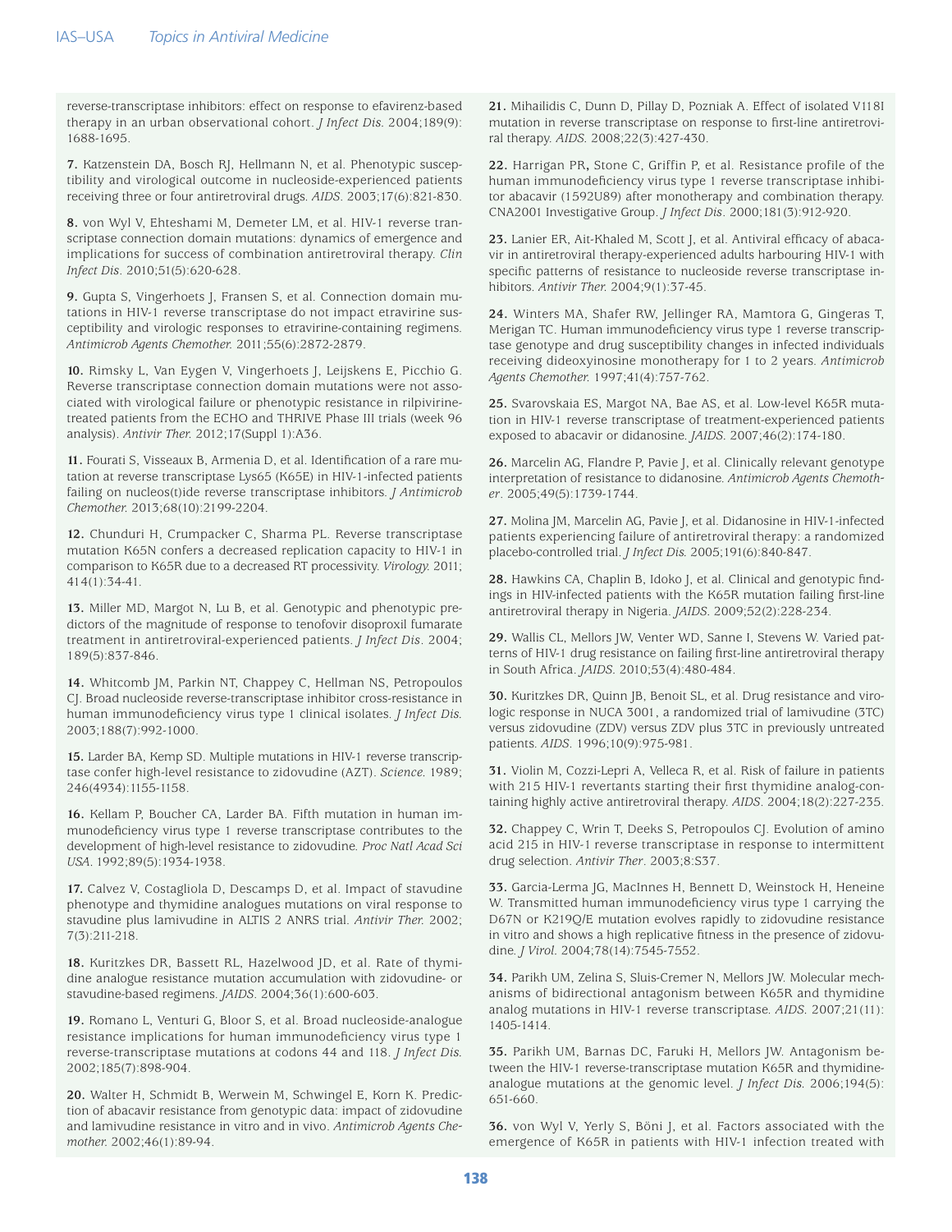reverse-transcriptase inhibitors: effect on response to efavirenz-based therapy in an urban observational cohort. *J Infect Dis*. 2004;189(9): 1688-1695.

**7.** Katzenstein DA, Bosch RJ, Hellmann N, et al. Phenotypic susceptibility and virological outcome in nucleoside-experienced patients receiving three or four antiretroviral drugs. *AIDS*. 2003;17(6):821-830.

**8.** von Wyl V, Ehteshami M, Demeter LM, et al. HIV-1 reverse transcriptase connection domain mutations: dynamics of emergence and implications for success of combination antiretroviral therapy. *Clin Infect Dis*. 2010;51(5):620-628.

**9.** Gupta S, Vingerhoets J, Fransen S, et al. Connection domain mutations in HIV-1 reverse transcriptase do not impact etravirine susceptibility and virologic responses to etravirine-containing regimens. *Antimicrob Agents Chemother.* 2011;55(6):2872-2879.

**10.** Rimsky L, Van Eygen V, Vingerhoets J, Leijskens E, Picchio G. Reverse transcriptase connection domain mutations were not associated with virological failure or phenotypic resistance in rilpivirine-treated patients from the ECHO and THRIVE Phase III trials (week 96 analysis). *Antivir Ther.* 2012;17(Suppl 1):A36.

**11.** Fourati S, Visseaux B, Armenia D, et al. Identification of a rare mutation at reverse transcriptase Lys65 (K65E) in HIV-1-infected patients failing on nucleos(t)ide reverse transcriptase inhibitors. *J Antimicrob Chemother.* 2013;68(10):2199-2204.

**12.** Chunduri H, Crumpacker C, Sharma PL. Reverse transcriptase mutation K65N confers a decreased replication capacity to HIV-1 in comparison to K65R due to a decreased RT processivity. *Virology.* 2011; 414(1):34-41.

**13.** Miller MD, Margot N, Lu B, et al. Genotypic and phenotypic predictors of the magnitude of response to tenofovir disoproxil fumarate treatment in antiretroviral-experienced patients. *J Infect Dis*. 2004; 189(5):837-846.

**14.** Whitcomb JM, Parkin NT, Chappey C, Hellman NS, Petropoulos CJ. Broad nucleoside reverse-transcriptase inhibitor cross-resistance in human immunodeficiency virus type 1 clinical isolates. *J Infect Dis.* 2003;188(7):992-1000.

**15.** Larder BA, Kemp SD. Multiple mutations in HIV-1 reverse transcriptase confer high-level resistance to zidovudine (AZT). *Science.* 1989; 246(4934):1155-1158.

**16.** Kellam P, Boucher CA, Larder BA. Fifth mutation in human immunodeficiency virus type 1 reverse transcriptase contributes to the development of high-level resistance to zidovudine. *Proc Natl Acad Sci USA*. 1992;89(5):1934-1938.

**17.** Calvez V, Costagliola D, Descamps D, et al. Impact of stavudine phenotype and thymidine analogues mutations on viral response to stavudine plus lamivudine in ALTIS 2 ANRS trial. *Antivir Ther.* 2002; 7(3):211-218.

**18.** Kuritzkes DR, Bassett RL, Hazelwood JD, et al. Rate of thymidine analogue resistance mutation accumulation with zidovudine- or stavudine-based regimens. *JAIDS*. 2004;36(1):600-603.

**19.** Romano L, Venturi G, Bloor S, et al. Broad nucleoside-analogue resistance implications for human immunodeficiency virus type 1 reverse-transcriptase mutations at codons 44 and 118. *J Infect Dis.* 2002;185(7):898-904.

**20.** Walter H, Schmidt B, Werwein M, Schwingel E, Korn K. Prediction of abacavir resistance from genotypic data: impact of zidovudine and lamivudine resistance in vitro and in vivo. *Antimicrob Agents Chemother.* 2002;46(1):89-94.

**21.** Mihailidis C, Dunn D, Pillay D, Pozniak A. Effect of isolated V118I mutation in reverse transcriptase on response to first-line antiretroviral therapy. *AIDS.* 2008;22(3):427-430.

**22.** Harrigan PR**,** Stone C, Griffin P, et al. Resistance profile of the human immunodeficiency virus type 1 reverse transcriptase inhibitor abacavir (1592U89) after monotherapy and combination therapy. CNA2001 Investigative Group. *J Infect Dis*. 2000;181(3):912-920.

**23.** Lanier ER, Ait-Khaled M, Scott J, et al. Antiviral efficacy of abacavir in antiretroviral therapy-experienced adults harbouring HIV-1 with specific patterns of resistance to nucleoside reverse transcriptase inhibitors. *Antivir Ther.* 2004;9(1):37-45.

**24.** Winters MA, Shafer RW, Jellinger RA, Mamtora G, Gingeras T, Merigan TC. Human immunodeficiency virus type 1 reverse transcriptase genotype and drug susceptibility changes in infected individuals receiving dideoxyinosine monotherapy for 1 to 2 years. *Antimicrob Agents Chemother.* 1997;41(4):757-762.

**25.** Svarovskaia ES, Margot NA, Bae AS, et al. Low-level K65R mutation in HIV-1 reverse transcriptase of treatment-experienced patients exposed to abacavir or didanosine. *JAIDS*. 2007;46(2):174-180.

**26.** Marcelin AG, Flandre P, Pavie J, et al. Clinically relevant genotype interpretation of resistance to didanosine. *Antimicrob Agents Chemother*. 2005;49(5):1739-1744.

**27.** Molina JM, Marcelin AG, Pavie J, et al. Didanosine in HIV-1-infected patients experiencing failure of antiretroviral therapy: a randomized placebo-controlled trial. *J Infect Dis.* 2005;191(6):840-847.

**28.** Hawkins CA, Chaplin B, Idoko J, et al. Clinical and genotypic findings in HIV-infected patients with the K65R mutation failing first-line antiretroviral therapy in Nigeria. *JAIDS*. 2009;52(2):228-234.

**29.** Wallis CL, Mellors JW, Venter WD, Sanne I, Stevens W. Varied patterns of HIV-1 drug resistance on failing first-line antiretroviral therapy in South Africa. *JAIDS*. 2010;53(4):480-484.

**30.** Kuritzkes DR, Quinn JB, Benoit SL, et al. Drug resistance and virologic response in NUCA 3001, a randomized trial of lamivudine (3TC) versus zidovudine (ZDV) versus ZDV plus 3TC in previously untreated patients. *AIDS*. 1996;10(9):975-981.

**31.** Violin M, Cozzi-Lepri A, Velleca R, et al. Risk of failure in patients with 215 HIV-1 revertants starting their first thymidine analog-containing highly active antiretroviral therapy. *AIDS*. 2004;18(2):227-235.

**32.** Chappey C, Wrin T, Deeks S, Petropoulos CJ. Evolution of amino acid 215 in HIV-1 reverse transcriptase in response to intermittent drug selection. *Antivir Ther*. 2003;8:S37.

**33.** Garcia-Lerma JG, MacInnes H, Bennett D, Weinstock H, Heneine W. Transmitted human immunodeficiency virus type 1 carrying the D67N or K219Q/E mutation evolves rapidly to zidovudine resistance in vitro and shows a high replicative fitness in the presence of zidovudine. *J Virol.* 2004;78(14):7545-7552.

**34.** Parikh UM, Zelina S, Sluis-Cremer N, Mellors JW. Molecular mechanisms of bidirectional antagonism between K65R and thymidine analog mutations in HIV-1 reverse transcriptase. *AIDS.* 2007;21(11): 1405-1414.

**35.** Parikh UM, Barnas DC, Faruki H, Mellors JW. Antagonism between the HIV-1 reverse-transcriptase mutation K65R and thymidine-analogue mutations at the genomic level. *J Infect Dis.* 2006;194(5): 651-660.

**36.** von Wyl V, Yerly S, Böni J, et al. Factors associated with the emergence of K65R in patients with HIV-1 infection treated with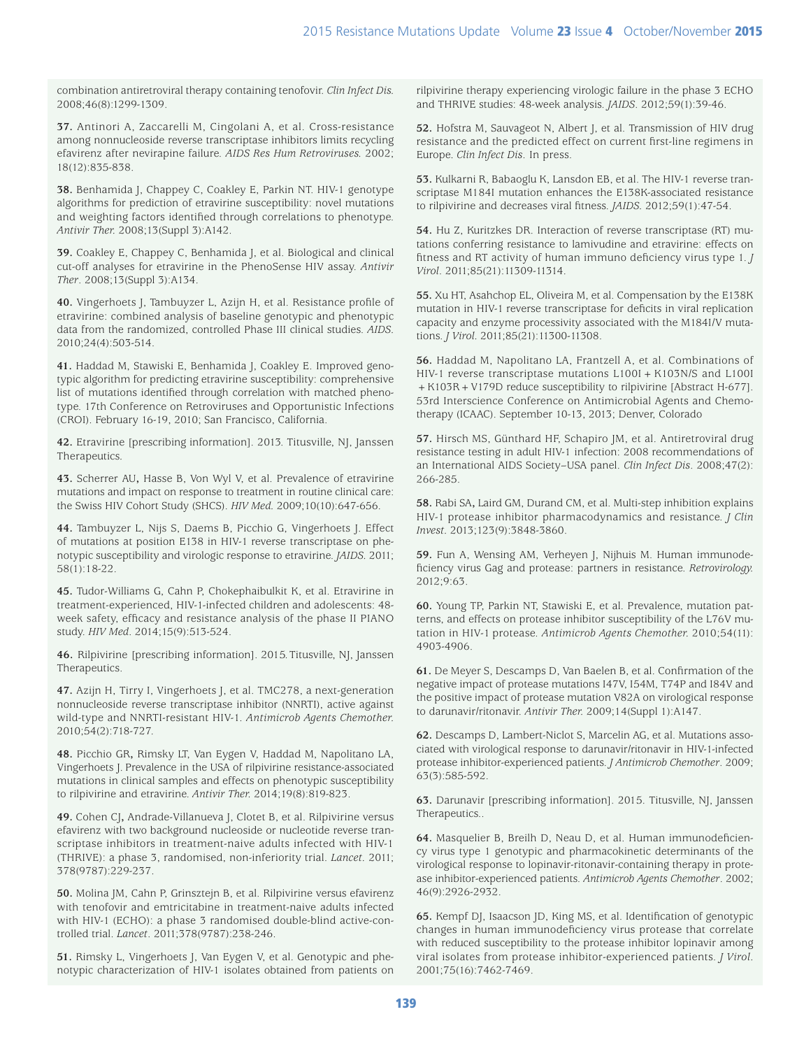combination antiretroviral therapy containing tenofovir. *Clin Infect Dis*. 2008;46(8):1299-1309.

**37.** Antinori A, Zaccarelli M, Cingolani A, et al. Cross-resistance among nonnucleoside reverse transcriptase inhibitors limits recycling efavirenz after nevirapine failure. *AIDS Res Hum Retroviruses*. 2002; 18(12):835-838.

**38.** Benhamida J, Chappey C, Coakley E, Parkin NT. HIV-1 genotype algorithms for prediction of etravirine susceptibility: novel mutations and weighting factors identified through correlations to phenotype. *Antivir Ther*. 2008;13(Suppl 3):A142.

**39.** Coakley E, Chappey C, Benhamida J, et al. Biological and clinical cut-off analyses for etravirine in the PhenoSense HIV assay. *Antivir Ther*. 2008;13(Suppl 3):A134.

**40.** Vingerhoets J, Tambuyzer L, Azijn H, et al. Resistance profile of etravirine: combined analysis of baseline genotypic and phenotypic data from the randomized, controlled Phase III clinical studies. *AIDS*. 2010;24(4):503-514.

**41.** Haddad M, Stawiski E, Benhamida J, Coakley E. Improved genotypic algorithm for predicting etravirine susceptibility: comprehensive list of mutations identified through correlation with matched phenotype. 17th Conference on Retroviruses and Opportunistic Infections (CROI). February 16-19, 2010; San Francisco, California.

**42.** Etravirine [prescribing information]. 2013. Titusville, NJ, Janssen Therapeutics.

**43.** Scherrer AU**,** Hasse B, Von Wyl V, et al. Prevalence of etravirine mutations and impact on response to treatment in routine clinical care: the Swiss HIV Cohort Study (SHCS). *HIV Med.* 2009;10(10):647-656.

**44.** Tambuyzer L, Nijs S, Daems B, Picchio G, Vingerhoets J. Effect of mutations at position E138 in HIV-1 reverse transcriptase on phenotypic susceptibility and virologic response to etravirine. *JAIDS*. 2011; 58(1):18-22.

**45.** Tudor-Williams G, Cahn P, Chokephaibulkit K, et al. Etravirine in treatment-experienced, HIV-1-infected children and adolescents: 48-week safety, efficacy and resistance analysis of the phase II PIANO study. *HIV Med*. 2014;15(9):513-524.

**46.** Rilpivirine [prescribing information]. 2015. Titusville, NJ, Janssen Therapeutics.

**47.** Azijn H, Tirry I, Vingerhoets J, et al. TMC278, a next-generation nonnucleoside reverse transcriptase inhibitor (NNRTI), active against wild-type and NNRTI-resistant HIV-1. *Antimicrob Agents Chemother*. 2010;54(2):718-727.

**48.** Picchio GR**,** Rimsky LT, Van Eygen V, Haddad M, Napolitano LA, Vingerhoets J. Prevalence in the USA of rilpivirine resistance-associated mutations in clinical samples and effects on phenotypic susceptibility to rilpivirine and etravirine. *Antivir Ther.* 2014;19(8):819-823.

**49.** Cohen CJ**,** Andrade-Villanueva J, Clotet B, et al. Rilpivirine versus efavirenz with two background nucleoside or nucleotide reverse transcriptase inhibitors in treatment-naive adults infected with HIV-1 (THRIVE): a phase 3, randomised, non-inferiority trial. *Lancet*. 2011; 378(9787):229-237.

**50.** Molina JM, Cahn P, Grinsztejn B, et al. Rilpivirine versus efavirenz with tenofovir and emtricitabine in treatment-naive adults infected with HIV-1 (ECHO): a phase 3 randomised double-blind active-controlled trial. *Lancet*. 2011;378(9787):238-246.

**51.** Rimsky L, Vingerhoets J, Van Eygen V, et al. Genotypic and phenotypic characterization of HIV-1 isolates obtained from patients on rilpivirine therapy experiencing virologic failure in the phase 3 ECHO and THRIVE studies: 48-week analysis. *JAIDS*. 2012;59(1):39-46.

**52.** Hofstra M, Sauvageot N, Albert J, et al. Transmission of HIV drug resistance and the predicted effect on current first-line regimens in Europe. *Clin Infect Dis*. In press.

**53.** Kulkarni R, Babaoglu K, Lansdon EB, et al. The HIV-1 reverse transcriptase M184I mutation enhances the E138K-associated resistance to rilpivirine and decreases viral fitness. *JAIDS*. 2012;59(1):47-54.

**54.** Hu Z, Kuritzkes DR. Interaction of reverse transcriptase (RT) mutations conferring resistance to lamivudine and etravirine: effects on fitness and RT activity of human immuno deficiency virus type 1. *J Virol*. 2011;85(21):11309-11314.

**55.** Xu HT, Asahchop EL, Oliveira M, et al. Compensation by the E138K mutation in HIV-1 reverse transcriptase for deficits in viral replication capacity and enzyme processivity associated with the M184I/V mutations. *J Virol*. 2011;85(21):11300-11308.

**56.** Haddad M, Napolitano LA, Frantzell A, et al. Combinations of HIV-1 reverse transcriptase mutations L100I + K103N/S and L100I + K103R + V179D reduce susceptibility to rilpivirine [Abstract H-677]. 53rd Interscience Conference on Antimicrobial Agents and Chemotherapy (ICAAC). September 10-13, 2013; Denver, Colorado

**57.** Hirsch MS, Günthard HF, Schapiro JM, et al. Antiretroviral drug resistance testing in adult HIV-1 infection: 2008 recommendations of an International AIDS Society–USA panel. *Clin Infect Dis*. 2008;47(2): 266-285.

**58.** Rabi SA**,** Laird GM, Durand CM, et al. Multi-step inhibition explains HIV-1 protease inhibitor pharmacodynamics and resistance. *J Clin Invest*. 2013;123(9):3848-3860.

**59.** Fun A, Wensing AM, Verheyen J, Nijhuis M. Human immunodeficiency virus Gag and protease: partners in resistance. *Retrovirology.* 2012;9:63.

**60.** Young TP, Parkin NT, Stawiski E, et al. Prevalence, mutation patterns, and effects on protease inhibitor susceptibility of the L76V mutation in HIV-1 protease. *Antimicrob Agents Chemother.* 2010;54(11): 4903-4906.

**61.** De Meyer S, Descamps D, Van Baelen B, et al. Confirmation of the negative impact of protease mutations I47V, I54M, T74P and I84V and the positive impact of protease mutation V82A on virological response to darunavir/ritonavir. *Antivir Ther.* 2009;14(Suppl 1):A147.

**62.** Descamps D, Lambert-Niclot S, Marcelin AG, et al. Mutations associated with virological response to darunavir/ritonavir in HIV-1-infected protease inhibitor-experienced patients. *J Antimicrob Chemother*. 2009; 63(3):585-592.

**63.** Darunavir [prescribing information]. 2015. Titusville, NJ, Janssen Therapeutics..

**64.** Masquelier B, Breilh D, Neau D, et al. Human immunodeficiency virus type 1 genotypic and pharmacokinetic determinants of the virological response to lopinavir-ritonavir-containing therapy in protease inhibitor-experienced patients. *Antimicrob Agents Chemother*. 2002; 46(9):2926-2932.

**65.** Kempf DJ, Isaacson JD, King MS, et al. Identification of genotypic changes in human immunodeficiency virus protease that correlate with reduced susceptibility to the protease inhibitor lopinavir among viral isolates from protease inhibitor-experienced patients. *J Virol*. 2001;75(16):7462-7469.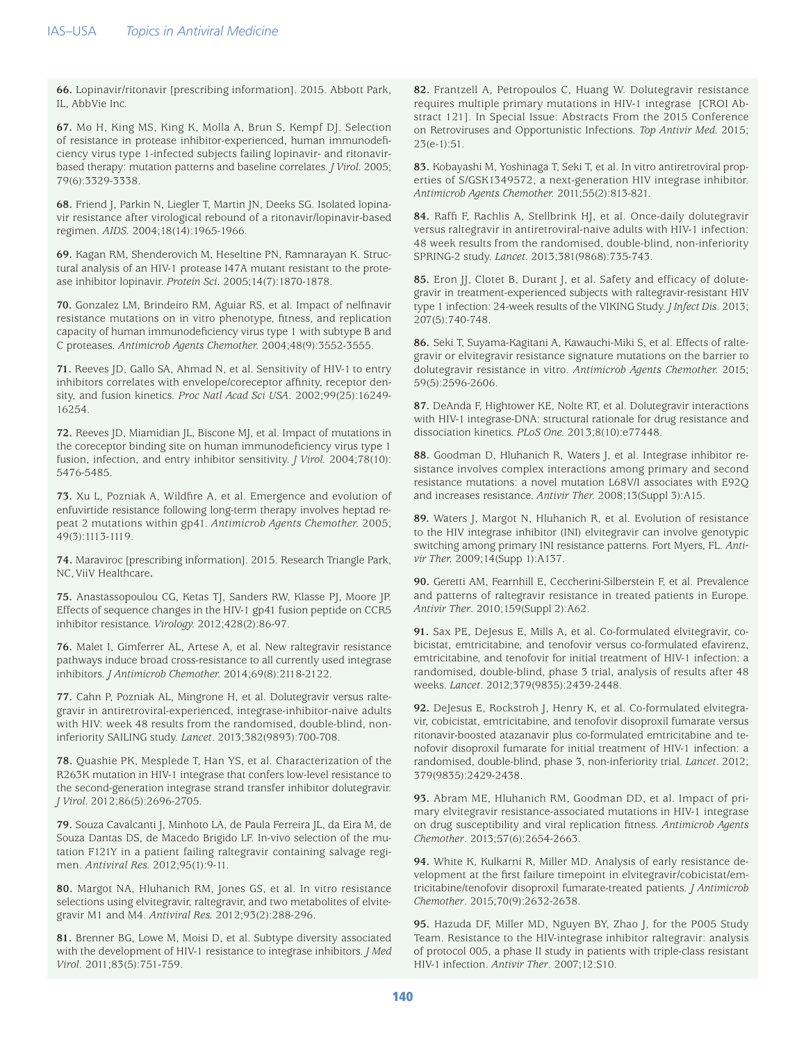**66.** Lopinavir/ritonavir [prescribing information]. 2015. Abbott Park, IL, AbbVie Inc.

**67.** Mo H, King MS, King K, Molla A, Brun S, Kempf DJ. Selection of resistance in protease inhibitor-experienced, human immunodeficiency virus type 1-infected subjects failing lopinavir- and ritonavir-based therapy: mutation patterns and baseline correlates. *J Virol.* 2005; 79(6):3329-3338.

**68.** Friend J, Parkin N, Liegler T, Martin JN, Deeks SG. Isolated lopinavir resistance after virological rebound of a ritonavir/lopinavir-based regimen. *AIDS.* 2004;18(14):1965-1966.

**69.** Kagan RM, Shenderovich M, Heseltine PN, Ramnarayan K. Structural analysis of an HIV-1 protease I47A mutant resistant to the protease inhibitor lopinavir. *Protein Sci.* 2005;14(7):1870-1878.

**70.** Gonzalez LM, Brindeiro RM, Aguiar RS, et al. Impact of nelfinavir resistance mutations on in vitro phenotype, fitness, and replication capacity of human immunodeficiency virus type 1 with subtype B and C proteases. *Antimicrob Agents Chemother.* 2004;48(9):3552-3555.

**71.** Reeves JD, Gallo SA, Ahmad N, et al. Sensitivity of HIV-1 to entry inhibitors correlates with envelope/coreceptor affinity, receptor density, and fusion kinetics. *Proc Natl Acad Sci USA.* 2002;99(25):16249-16254.

**72.** Reeves JD, Miamidian JL, Biscone MJ, et al. Impact of mutations in the coreceptor binding site on human immunodeficiency virus type 1 fusion, infection, and entry inhibitor sensitivity. *J Virol.* 2004;78(10): 5476-5485.

**73.** Xu L, Pozniak A, Wildfire A, et al. Emergence and evolution of enfuvirtide resistance following long-term therapy involves heptad repeat 2 mutations within gp41. *Antimicrob Agents Chemother.* 2005; 49(3):1113-1119.

**74.** Maraviroc [prescribing information]. 2015. Research Triangle Park, NC, ViiV Healthcare**.**

**75.** Anastassopoulou CG, Ketas TJ, Sanders RW, Klasse PJ, Moore JP. Effects of sequence changes in the HIV-1 gp41 fusion peptide on CCR5 inhibitor resistance. *Virology.* 2012;428(2):86-97.

**76.** Malet I, Gimferrer AL, Artese A, et al. New raltegravir resistance pathways induce broad cross-resistance to all currently used integrase inhibitors. *J Antimicrob Chemother.* 2014;69(8):2118-2122.

**77.** Cahn P, Pozniak AL, Mingrone H, et al. Dolutegravir versus raltegravir in antiretroviral-experienced, integrase-inhibitor-naive adults with HIV: week 48 results from the randomised, double-blind, non-inferiority SAILING study. *Lancet.* 2013;382(9893):700-708.

**78.** Quashie PK, Mesplede T, Han YS, et al. Characterization of the R263K mutation in HIV-1 integrase that confers low-level resistance to the second-generation integrase strand transfer inhibitor dolutegravir. *J Virol.* 2012;86(5):2696-2705.

**79.** Souza Cavalcanti J, Minhoto LA, de Paula Ferreira JL, da Eira M, de Souza Dantas DS, de Macedo Brigido LF. In-vivo selection of the mutation F121Y in a patient failing raltegravir containing salvage regimen. *Antiviral Res.* 2012;95(1):9-11.

**80.** Margot NA, Hluhanich RM, Jones GS, et al. In vitro resistance selections using elvitegravir, raltegravir, and two metabolites of elvitegravir M1 and M4. *Antiviral Res.* 2012;93(2):288-296.

**81.** Brenner BG, Lowe M, Moisi D, et al. Subtype diversity associated with the development of HIV-1 resistance to integrase inhibitors. *J Med Virol.* 2011;83(5):751-759.

**82.** Frantzell A, Petropoulos C, Huang W. Dolutegravir resistance requires multiple primary mutations in HIV-1 integrase [CROI Abstract 121]. In Special Issue: Abstracts From the 2015 Conference on Retroviruses and Opportunistic Infections. *Top Antivir Med.* 2015; 23(e-1):51.

**83.** Kobayashi M, Yoshinaga T, Seki T, et al. In vitro antiretroviral properties of S/GSK1349572, a next-generation HIV integrase inhibitor. *Antimicrob Agents Chemother.* 2011;55(2):813-821.

**84.** Raffi F, Rachlis A, Stellbrink HJ, et al. Once-daily dolutegravir versus raltegravir in antiretroviral-naive adults with HIV-1 infection: 48 week results from the randomised, double-blind, non-inferiority SPRING-2 study. *Lancet.* 2013;381(9868):735-743.

**85.** Eron JJ, Clotet B, Durant J, et al. Safety and efficacy of dolutegravir in treatment-experienced subjects with raltegravir-resistant HIV type 1 infection: 24-week results of the VIKING Study. *J Infect Dis.* 2013; 207(5):740-748.

**86.** Seki T, Suyama-Kagitani A, Kawauchi-Miki S, et al. Effects of raltegravir or elvitegravir resistance signature mutations on the barrier to dolutegravir resistance in vitro. *Antimicrob Agents Chemother.* 2015; 59(5):2596-2606.

**87.** DeAnda F, Hightower KE, Nolte RT, et al. Dolutegravir interactions with HIV-1 integrase-DNA: structural rationale for drug resistance and dissociation kinetics. *PLoS One.* 2013;8(10):e77448.

**88.** Goodman D, Hluhanich R, Waters J, et al. Integrase inhibitor resistance involves complex interactions among primary and second resistance mutations: a novel mutation L68V/I associates with E92Q and increases resistance. *Antivir Ther.* 2008;13(Suppl 3):A15.

**89.** Waters J, Margot N, Hluhanich R, et al. Evolution of resistance to the HIV integrase inhibitor (INI) elvitegravir can involve genotypic switching among primary INI resistance patterns. Fort Myers, FL. *Antivir Ther.* 2009;14(Supp 1):A137.

**90.** Geretti AM, Fearnhill E, Ceccherini-Silberstein F, et al. Prevalence and patterns of raltegravir resistance in treated patients in Europe. *Antivir Ther.* 2010;159(Suppl 2):A62.

**91.** Sax PE, DeJesus E, Mills A, et al. Co-formulated elvitegravir, cobicistat, emtricitabine, and tenofovir versus co-formulated efavirenz, emtricitabine, and tenofovir for initial treatment of HIV-1 infection: a randomised, double-blind, phase 3 trial, analysis of results after 48 weeks. *Lancet.* 2012;379(9835):2439-2448.

**92.** DeJesus E, Rockstroh J, Henry K, et al. Co-formulated elvitegravir, cobicistat, emtricitabine, and tenofovir disoproxil fumarate versus ritonavir-boosted atazanavir plus co-formulated emtricitabine and tenofovir disoproxil fumarate for initial treatment of HIV-1 infection: a randomised, double-blind, phase 3, non-inferiority trial. *Lancet.* 2012; 379(9835):2429-2438.

**93.** Abram ME, Hluhanich RM, Goodman DD, et al. Impact of primary elvitegravir resistance-associated mutations in HIV-1 integrase on drug susceptibility and viral replication fitness. *Antimicrob Agents Chemother.* 2013;57(6):2654-2663.

**94.** White K, Kulkarni R, Miller MD. Analysis of early resistance development at the first failure timepoint in elvitegravir/cobicistat/emtricitabine/tenofovir disoproxil fumarate-treated patients. *J Antimicrob Chemother.* 2015;70(9):2632-2638.

**95.** Hazuda DF, Miller MD, Nguyen BY, Zhao J, for the P005 Study Team. Resistance to the HIV-integrase inhibitor raltegravir: analysis of protocol 005, a phase II study in patients with triple-class resistant HIV-1 infection. *Antivir Ther.* 2007;12:S10.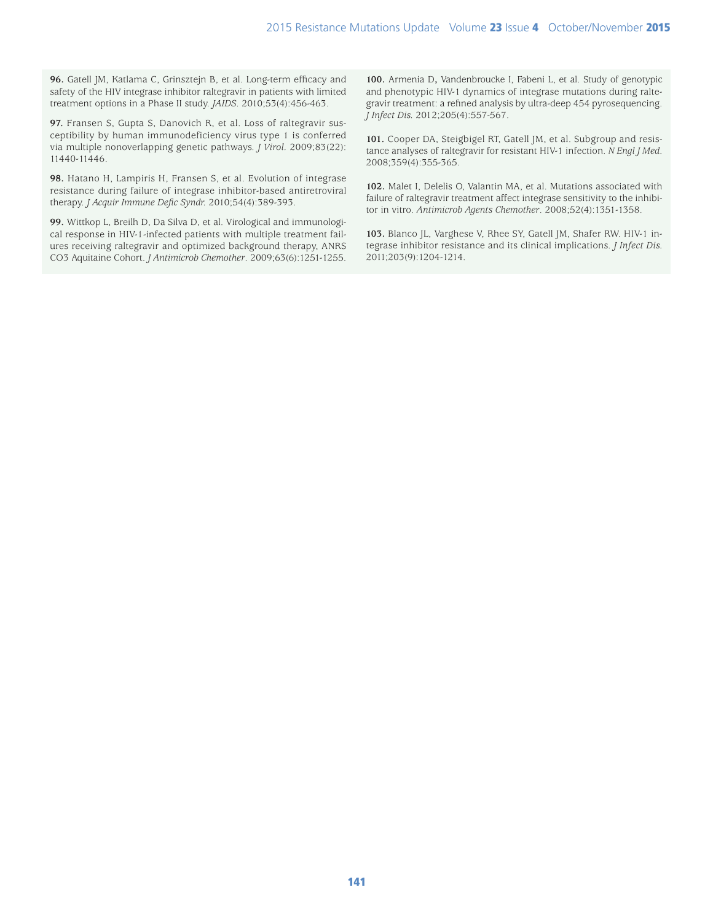**96.** Gatell JM, Katlama C, Grinsztejn B, et al. Long-term efficacy and safety of the HIV integrase inhibitor raltegravir in patients with limited treatment options in a Phase II study. *JAIDS*. 2010;53(4):456-463.

**97.** Fransen S, Gupta S, Danovich R, et al. Loss of raltegravir susceptibility by human immunodeficiency virus type 1 is conferred via multiple nonoverlapping genetic pathways. *J Virol*. 2009;83(22): 11440-11446.

**98.** Hatano H, Lampiris H, Fransen S, et al. Evolution of integrase resistance during failure of integrase inhibitor-based antiretroviral therapy. *J Acquir Immune Defic Syndr.* 2010;54(4):389-393.

**99.** Wittkop L, Breilh D, Da Silva D, et al. Virological and immunological response in HIV-1-infected patients with multiple treatment failures receiving raltegravir and optimized background therapy, ANRS CO3 Aquitaine Cohort. *J Antimicrob Chemother*. 2009;63(6):1251-1255.

**100.** Armenia D, Vandenbroucke I, Fabeni L, et al. Study of genotypic and phenotypic HIV-1 dynamics of integrase mutations during raltegravir treatment: a refined analysis by ultra-deep 454 pyrosequencing. *J Infect Dis.* 2012;205(4):557-567.

**101.** Cooper DA, Steigbigel RT, Gatell JM, et al. Subgroup and resistance analyses of raltegravir for resistant HIV-1 infection. *N Engl J Med*. 2008;359(4):355-365.

**102.** Malet I, Delelis O, Valantin MA, et al. Mutations associated with failure of raltegravir treatment affect integrase sensitivity to the inhibitor in vitro. *Antimicrob Agents Chemother*. 2008;52(4):1351-1358.

**103.** Blanco JL, Varghese V, Rhee SY, Gatell JM, Shafer RW. HIV-1 integrase inhibitor resistance and its clinical implications. *J Infect Dis.* 2011;203(9):1204-1214.